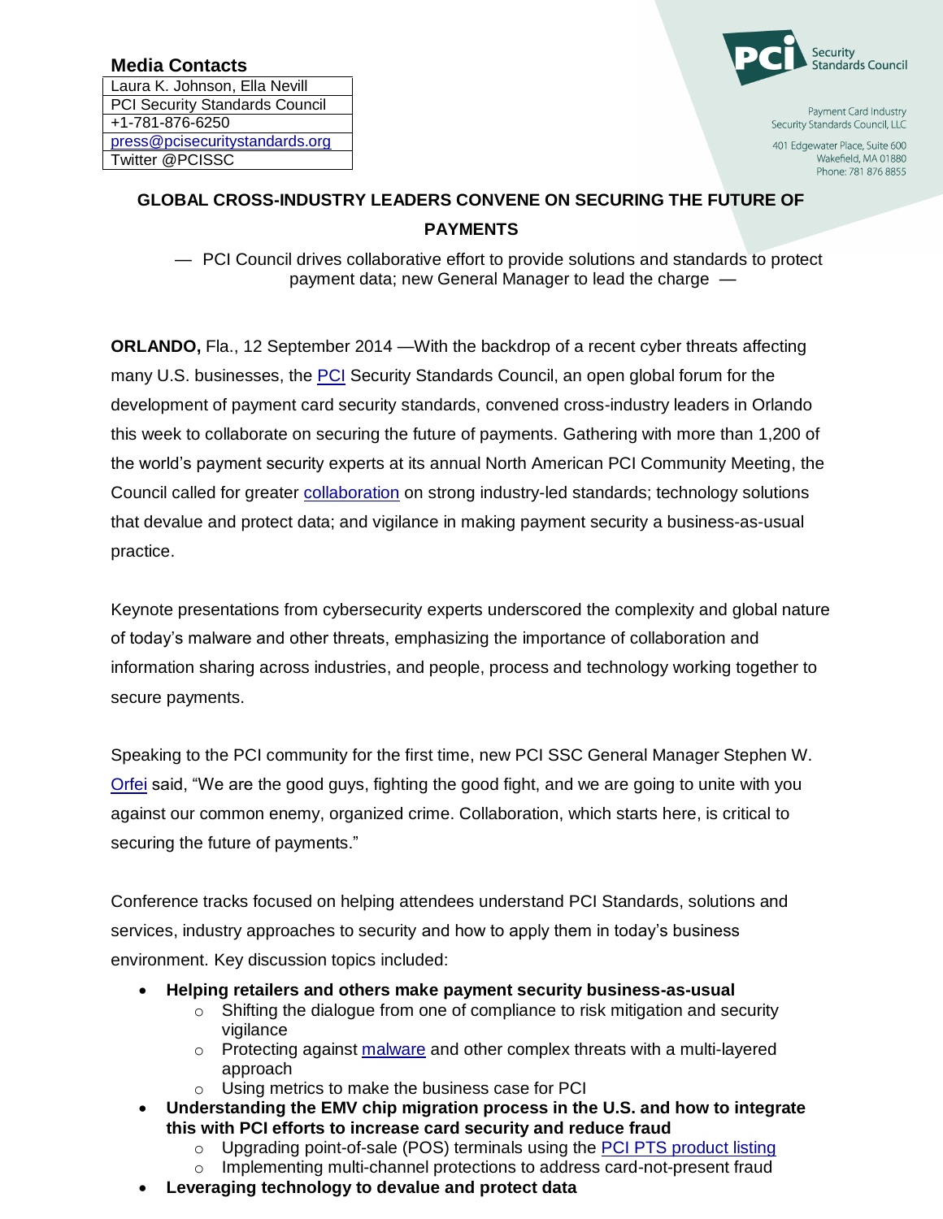**Media Contacts**

| Laura K. Johnson, Ella Nevill |
| --- |
| PCI Security Standards Council |
| +1-781-876-6250 |
| press@pcisecuritystandards.org |
| Twitter @PCISSC |

PCI Security Standards Council

Payment Card Industry Security Standards Council, LLC
401 Edgewater Place, Suite 600
Wakefield, MA 01880
Phone: 781 876 8855

# GLOBAL CROSS-INDUSTRY LEADERS CONVENE ON SECURING THE FUTURE OF PAYMENTS

— PCI Council drives collaborative effort to provide solutions and standards to protect payment data; new General Manager to lead the charge —

**ORLANDO,** Fla., 12 September 2014 —With the backdrop of a recent cyber threats affecting many U.S. businesses, the PCI Security Standards Council, an open global forum for the development of payment card security standards, convened cross-industry leaders in Orlando this week to collaborate on securing the future of payments. Gathering with more than 1,200 of the world's payment security experts at its annual North American PCI Community Meeting, the Council called for greater collaboration on strong industry-led standards; technology solutions that devalue and protect data; and vigilance in making payment security a business-as-usual practice.

Keynote presentations from cybersecurity experts underscored the complexity and global nature of today's malware and other threats, emphasizing the importance of collaboration and information sharing across industries, and people, process and technology working together to secure payments.

Speaking to the PCI community for the first time, new PCI SSC General Manager Stephen W. Orfei said, "We are the good guys, fighting the good fight, and we are going to unite with you against our common enemy, organized crime. Collaboration, which starts here, is critical to securing the future of payments."

Conference tracks focused on helping attendees understand PCI Standards, solutions and services, industry approaches to security and how to apply them in today's business environment. Key discussion topics included:

- **Helping retailers and others make payment security business-as-usual**
  - Shifting the dialogue from one of compliance to risk mitigation and security vigilance
  - Protecting against malware and other complex threats with a multi-layered approach
  - Using metrics to make the business case for PCI
- **Understanding the EMV chip migration process in the U.S. and how to integrate this with PCI efforts to increase card security and reduce fraud**
  - Upgrading point-of-sale (POS) terminals using the PCI PTS product listing
  - Implementing multi-channel protections to address card-not-present fraud
- **Leveraging technology to devalue and protect data**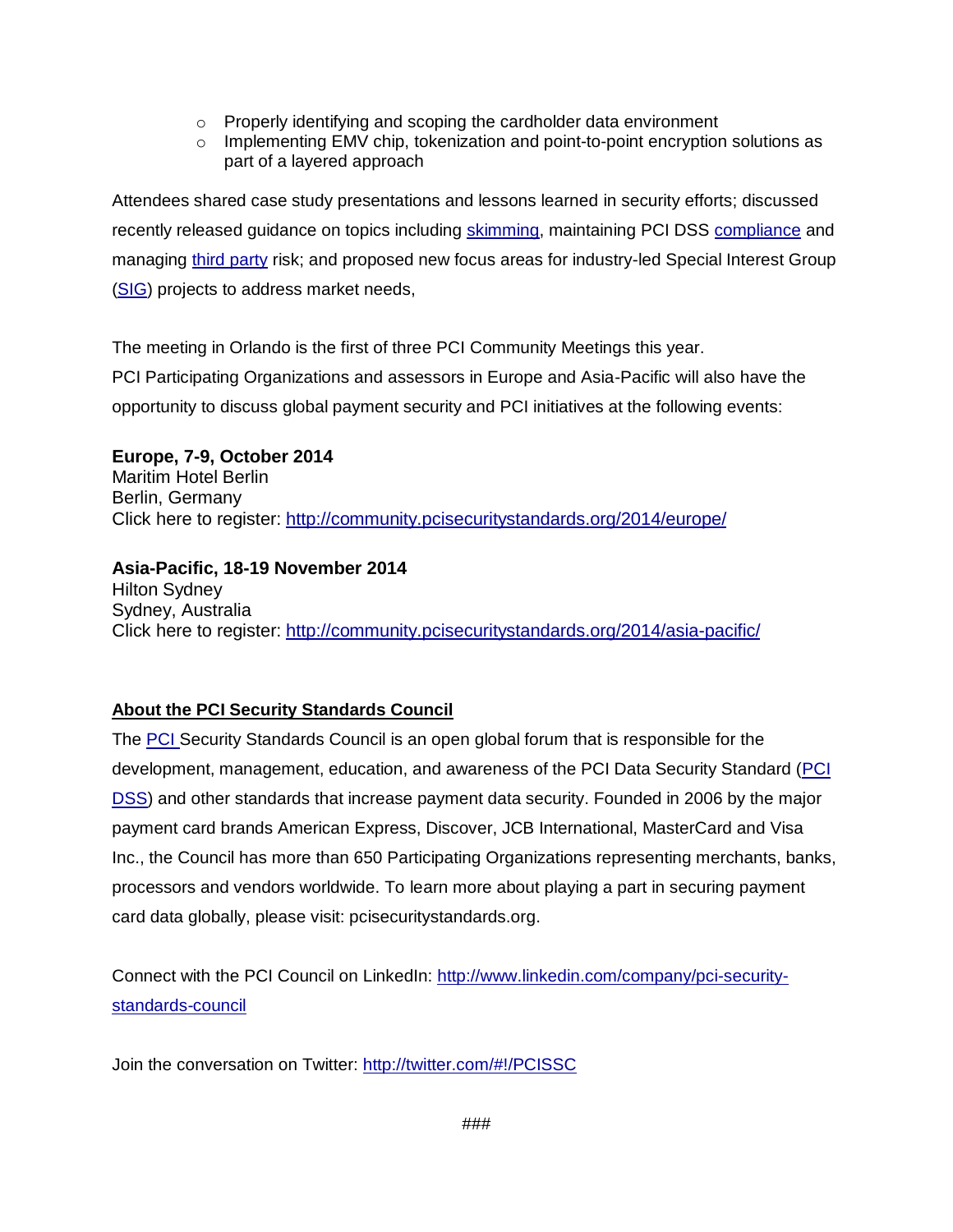- Properly identifying and scoping the cardholder data environment
- Implementing EMV chip, tokenization and point-to-point encryption solutions as part of a layered approach

Attendees shared case study presentations and lessons learned in security efforts; discussed recently released guidance on topics including skimming, maintaining PCI DSS compliance and managing third party risk; and proposed new focus areas for industry-led Special Interest Group (SIG) projects to address market needs,

The meeting in Orlando is the first of three PCI Community Meetings this year.
PCI Participating Organizations and assessors in Europe and Asia-Pacific will also have the opportunity to discuss global payment security and PCI initiatives at the following events:

**Europe, 7-9, October 2014**
Maritim Hotel Berlin
Berlin, Germany
Click here to register: http://community.pcisecuritystandards.org/2014/europe/

**Asia-Pacific, 18-19 November 2014**
Hilton Sydney
Sydney, Australia
Click here to register: http://community.pcisecuritystandards.org/2014/asia-pacific/

## About the PCI Security Standards Council

The PCI Security Standards Council is an open global forum that is responsible for the development, management, education, and awareness of the PCI Data Security Standard (PCI DSS) and other standards that increase payment data security. Founded in 2006 by the major payment card brands American Express, Discover, JCB International, MasterCard and Visa Inc., the Council has more than 650 Participating Organizations representing merchants, banks, processors and vendors worldwide. To learn more about playing a part in securing payment card data globally, please visit: pcisecuritystandards.org.

Connect with the PCI Council on LinkedIn: http://www.linkedin.com/company/pci-security-standards-council

Join the conversation on Twitter: http://twitter.com/#!/PCISSC

###